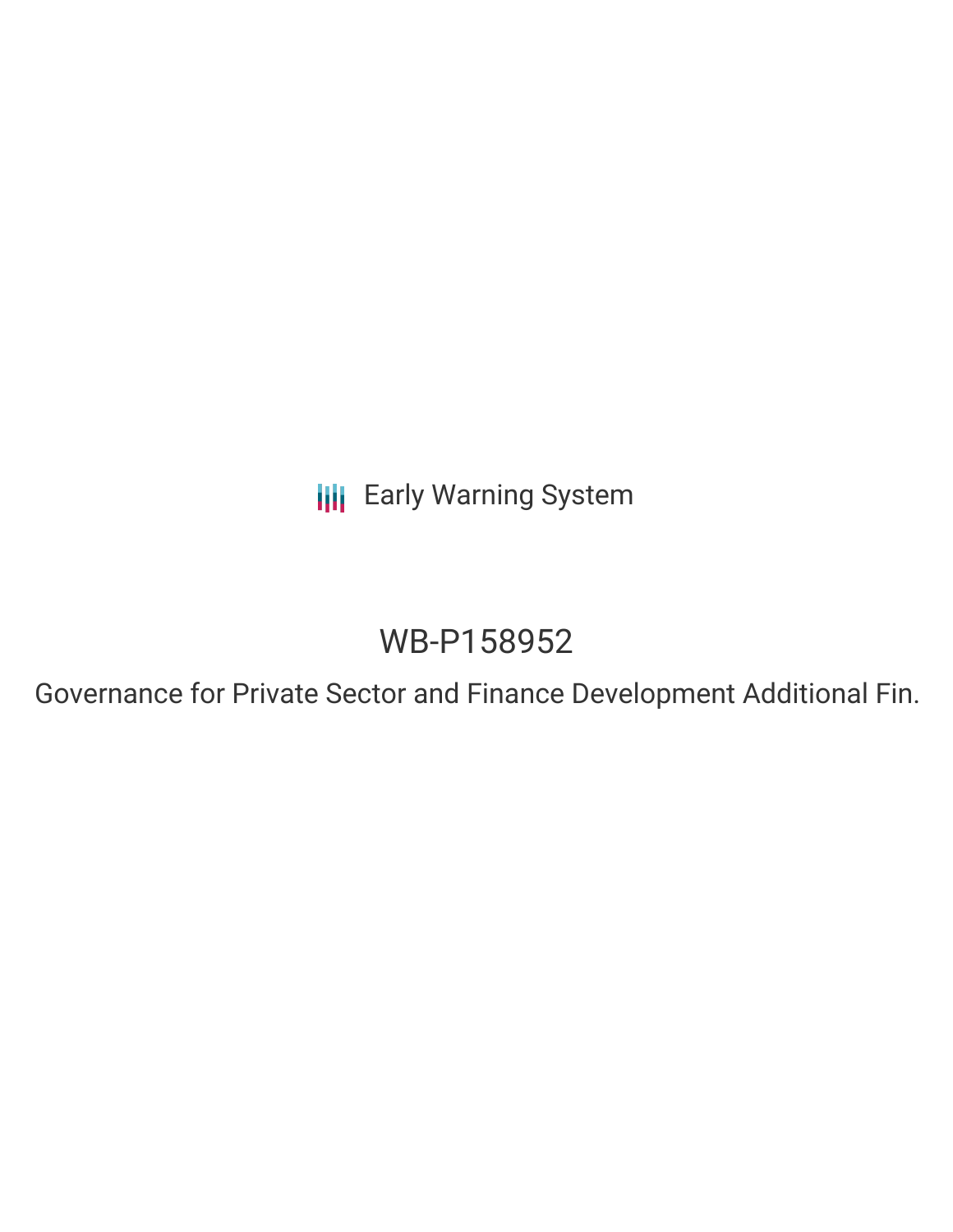Early Warning System

# WB-P158952

## Governance for Private Sector and Finance Development Additional Fin.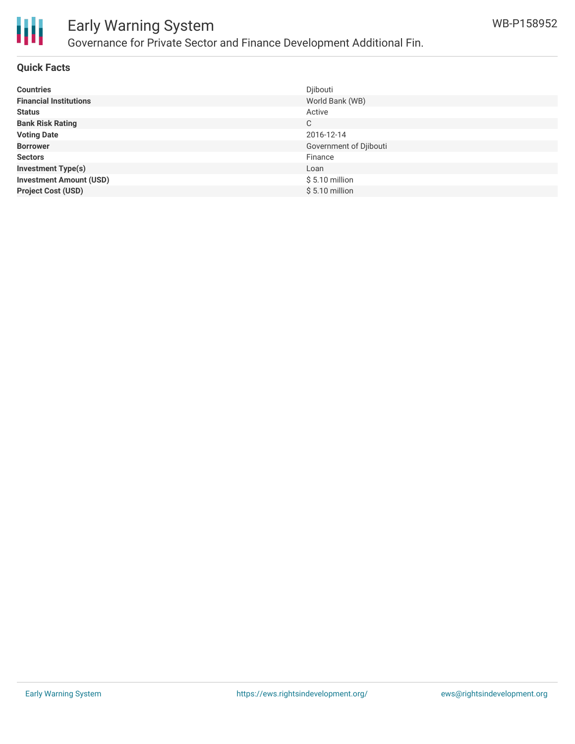# Early Warning System

## Governance for Private Sector and Finance Development Additional Fin.

WB-P158952

### Quick Facts

| | |
|---|---|
| **Countries** | Djibouti |
| **Financial Institutions** | World Bank (WB) |
| **Status** | Active |
| **Bank Risk Rating** | C |
| **Voting Date** | 2016-12-14 |
| **Borrower** | Government of Djibouti |
| **Sectors** | Finance |
| **Investment Type(s)** | Loan |
| **Investment Amount (USD)** | $ 5.10 million |
| **Project Cost (USD)** | $ 5.10 million |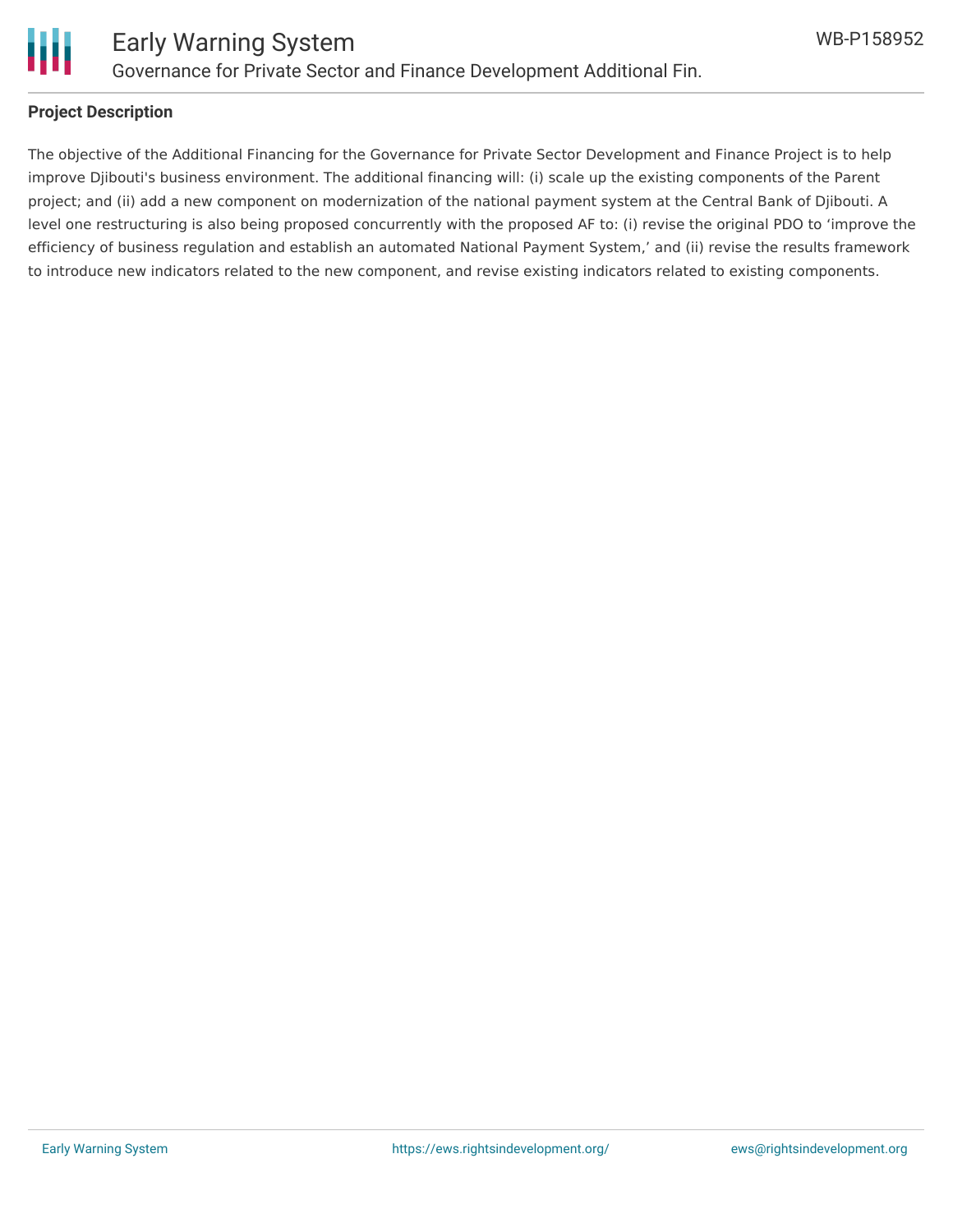**Project Description**

The objective of the Additional Financing for the Governance for Private Sector Development and Finance Project is to help improve Djibouti's business environment. The additional financing will: (i) scale up the existing components of the Parent project; and (ii) add a new component on modernization of the national payment system at the Central Bank of Djibouti. A level one restructuring is also being proposed concurrently with the proposed AF to: (i) revise the original PDO to ‘improve the efficiency of business regulation and establish an automated National Payment System,’ and (ii) revise the results framework to introduce new indicators related to the new component, and revise existing indicators related to existing components.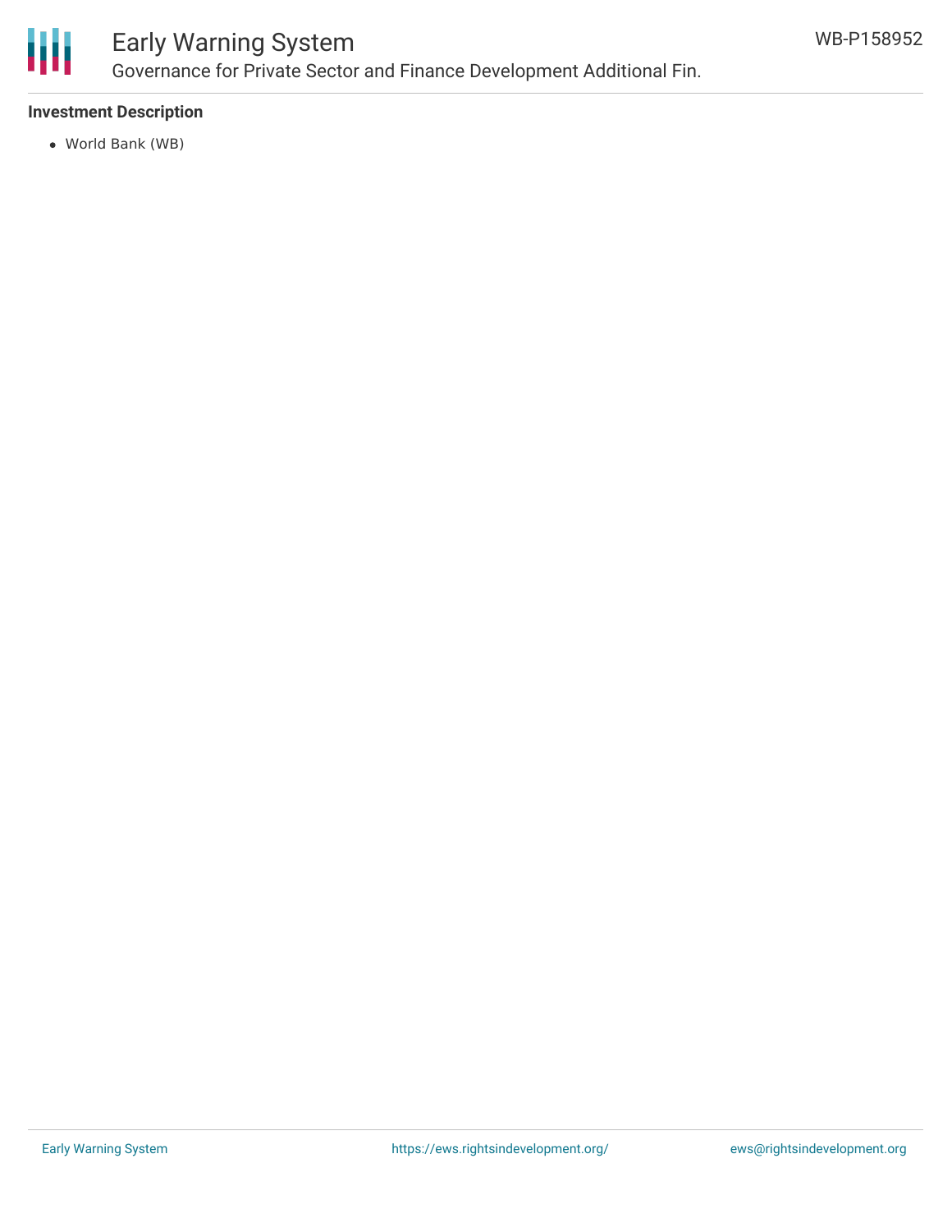**Investment Description**

- World Bank (WB)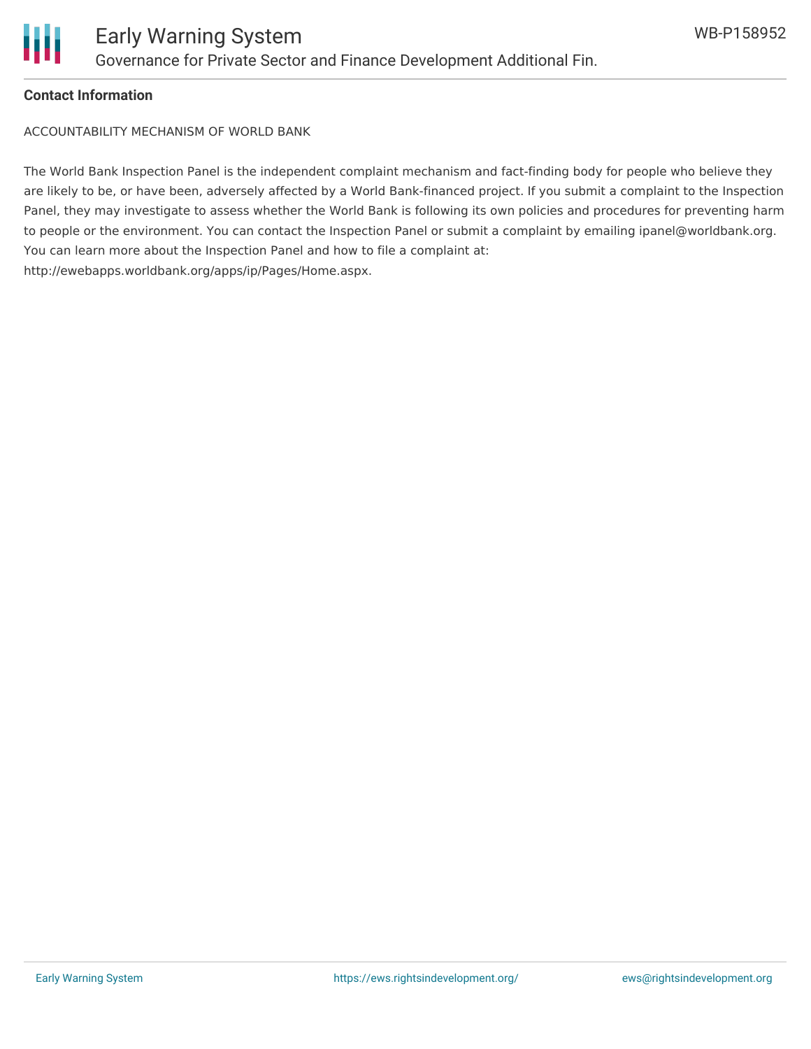**Contact Information**

ACCOUNTABILITY MECHANISM OF WORLD BANK

The World Bank Inspection Panel is the independent complaint mechanism and fact-finding body for people who believe they are likely to be, or have been, adversely affected by a World Bank-financed project. If you submit a complaint to the Inspection Panel, they may investigate to assess whether the World Bank is following its own policies and procedures for preventing harm to people or the environment. You can contact the Inspection Panel or submit a complaint by emailing ipanel@worldbank.org. You can learn more about the Inspection Panel and how to file a complaint at: http://ewebapps.worldbank.org/apps/ip/Pages/Home.aspx.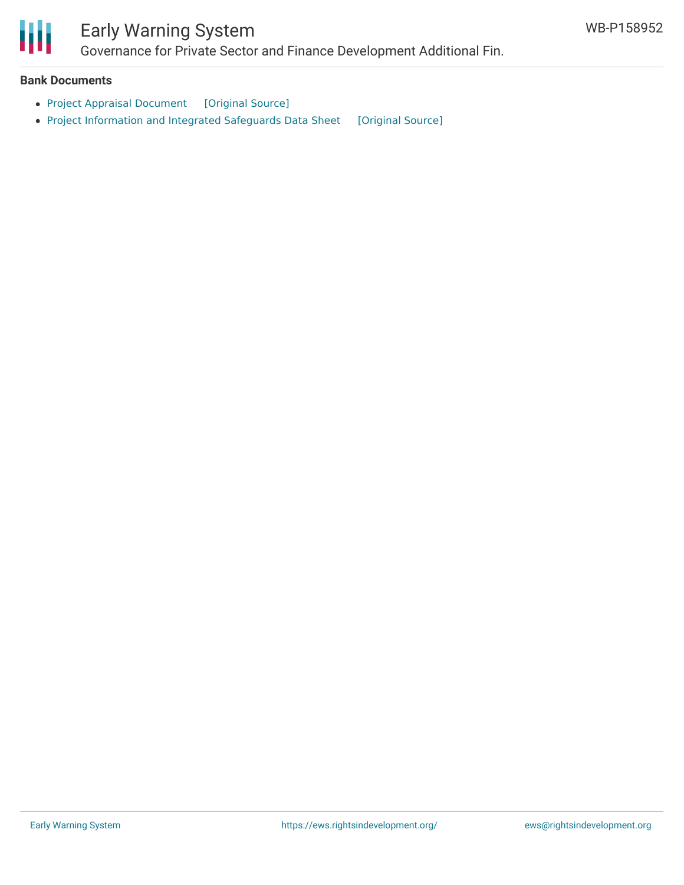**Bank Documents**

- Project Appraisal Document [Original Source]
- Project Information and Integrated Safeguards Data Sheet [Original Source]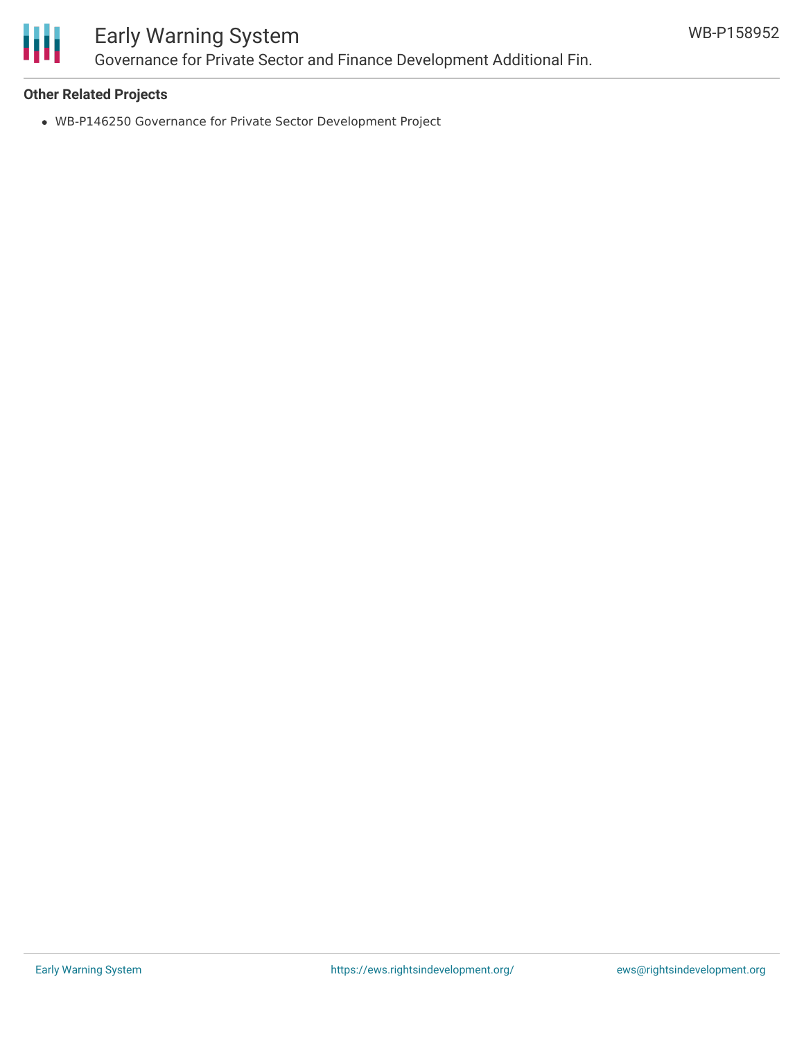**Other Related Projects**

- WB-P146250 Governance for Private Sector Development Project